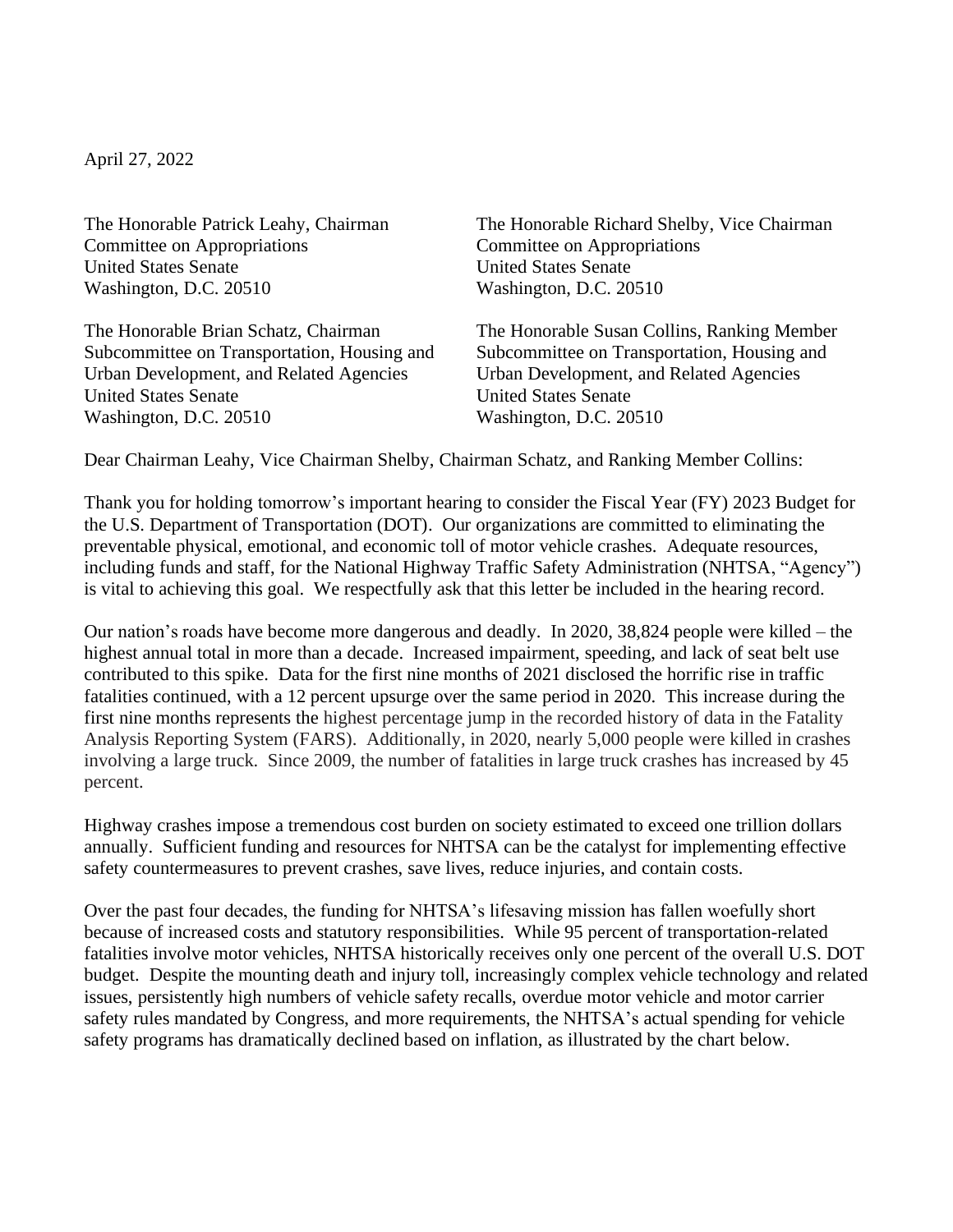April 27, 2022

The Honorable Patrick Leahy, Chairman
Committee on Appropriations
United States Senate
Washington, D.C. 20510

The Honorable Richard Shelby, Vice Chairman
Committee on Appropriations
United States Senate
Washington, D.C. 20510

The Honorable Brian Schatz, Chairman
Subcommittee on Transportation, Housing and Urban Development, and Related Agencies
United States Senate
Washington, D.C. 20510

The Honorable Susan Collins, Ranking Member
Subcommittee on Transportation, Housing and Urban Development, and Related Agencies
United States Senate
Washington, D.C. 20510

Dear Chairman Leahy, Vice Chairman Shelby, Chairman Schatz, and Ranking Member Collins:

Thank you for holding tomorrow's important hearing to consider the Fiscal Year (FY) 2023 Budget for the U.S. Department of Transportation (DOT). Our organizations are committed to eliminating the preventable physical, emotional, and economic toll of motor vehicle crashes. Adequate resources, including funds and staff, for the National Highway Traffic Safety Administration (NHTSA, "Agency") is vital to achieving this goal. We respectfully ask that this letter be included in the hearing record.

Our nation's roads have become more dangerous and deadly. In 2020, 38,824 people were killed – the highest annual total in more than a decade. Increased impairment, speeding, and lack of seat belt use contributed to this spike. Data for the first nine months of 2021 disclosed the horrific rise in traffic fatalities continued, with a 12 percent upsurge over the same period in 2020. This increase during the first nine months represents the highest percentage jump in the recorded history of data in the Fatality Analysis Reporting System (FARS). Additionally, in 2020, nearly 5,000 people were killed in crashes involving a large truck. Since 2009, the number of fatalities in large truck crashes has increased by 45 percent.

Highway crashes impose a tremendous cost burden on society estimated to exceed one trillion dollars annually. Sufficient funding and resources for NHTSA can be the catalyst for implementing effective safety countermeasures to prevent crashes, save lives, reduce injuries, and contain costs.

Over the past four decades, the funding for NHTSA's lifesaving mission has fallen woefully short because of increased costs and statutory responsibilities. While 95 percent of transportation-related fatalities involve motor vehicles, NHTSA historically receives only one percent of the overall U.S. DOT budget. Despite the mounting death and injury toll, increasingly complex vehicle technology and related issues, persistently high numbers of vehicle safety recalls, overdue motor vehicle and motor carrier safety rules mandated by Congress, and more requirements, the NHTSA's actual spending for vehicle safety programs has dramatically declined based on inflation, as illustrated by the chart below.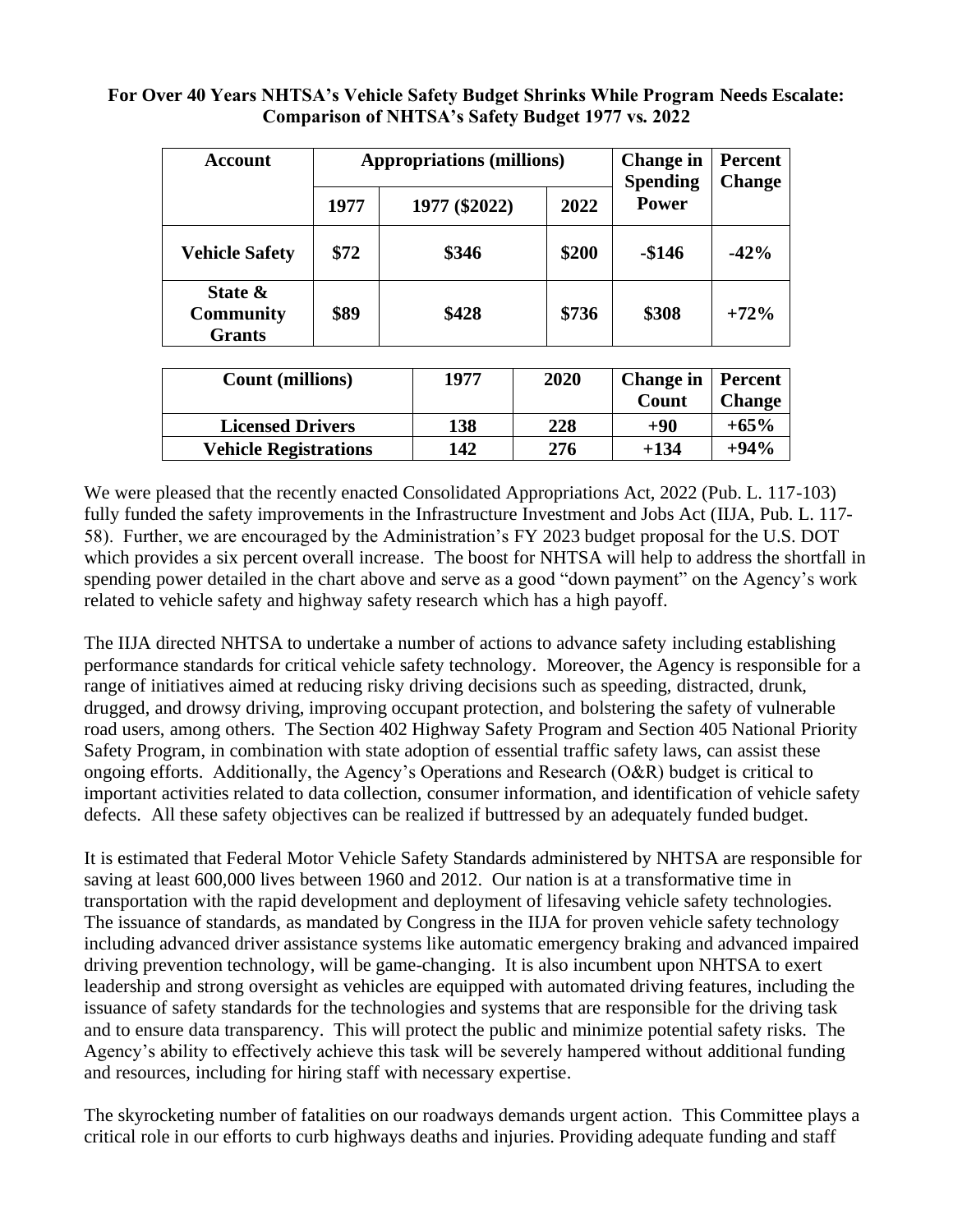**For Over 40 Years NHTSA's Vehicle Safety Budget Shrinks While Program Needs Escalate: Comparison of NHTSA's Safety Budget 1977 vs. 2022**

| Account | Appropriations (millions) | | | Change in Spending Power | Percent Change |
|---|---|---|---|---|---|
| | 1977 | 1977 ($2022) | 2022 | | |
| **Vehicle Safety** | **$72** | **$346** | **$200** | **-$146** | **-42%** |
| **State & Community Grants** | **$89** | **$428** | **$736** | **$308** | **+72%** |

| Count (millions) | 1977 | 2020 | Change in Count | Percent Change |
|---|---|---|---|---|
| **Licensed Drivers** | **138** | **228** | **+90** | **+65%** |
| **Vehicle Registrations** | **142** | **276** | **+134** | **+94%** |

We were pleased that the recently enacted Consolidated Appropriations Act, 2022 (Pub. L. 117-103) fully funded the safety improvements in the Infrastructure Investment and Jobs Act (IIJA, Pub. L. 117-58). Further, we are encouraged by the Administration's FY 2023 budget proposal for the U.S. DOT which provides a six percent overall increase. The boost for NHTSA will help to address the shortfall in spending power detailed in the chart above and serve as a good "down payment" on the Agency's work related to vehicle safety and highway safety research which has a high payoff.

The IIJA directed NHTSA to undertake a number of actions to advance safety including establishing performance standards for critical vehicle safety technology. Moreover, the Agency is responsible for a range of initiatives aimed at reducing risky driving decisions such as speeding, distracted, drunk, drugged, and drowsy driving, improving occupant protection, and bolstering the safety of vulnerable road users, among others. The Section 402 Highway Safety Program and Section 405 National Priority Safety Program, in combination with state adoption of essential traffic safety laws, can assist these ongoing efforts. Additionally, the Agency's Operations and Research (O&R) budget is critical to important activities related to data collection, consumer information, and identification of vehicle safety defects. All these safety objectives can be realized if buttressed by an adequately funded budget.

It is estimated that Federal Motor Vehicle Safety Standards administered by NHTSA are responsible for saving at least 600,000 lives between 1960 and 2012. Our nation is at a transformative time in transportation with the rapid development and deployment of lifesaving vehicle safety technologies. The issuance of standards, as mandated by Congress in the IIJA for proven vehicle safety technology including advanced driver assistance systems like automatic emergency braking and advanced impaired driving prevention technology, will be game-changing. It is also incumbent upon NHTSA to exert leadership and strong oversight as vehicles are equipped with automated driving features, including the issuance of safety standards for the technologies and systems that are responsible for the driving task and to ensure data transparency. This will protect the public and minimize potential safety risks. The Agency's ability to effectively achieve this task will be severely hampered without additional funding and resources, including for hiring staff with necessary expertise.

The skyrocketing number of fatalities on our roadways demands urgent action. This Committee plays a critical role in our efforts to curb highways deaths and injuries. Providing adequate funding and staff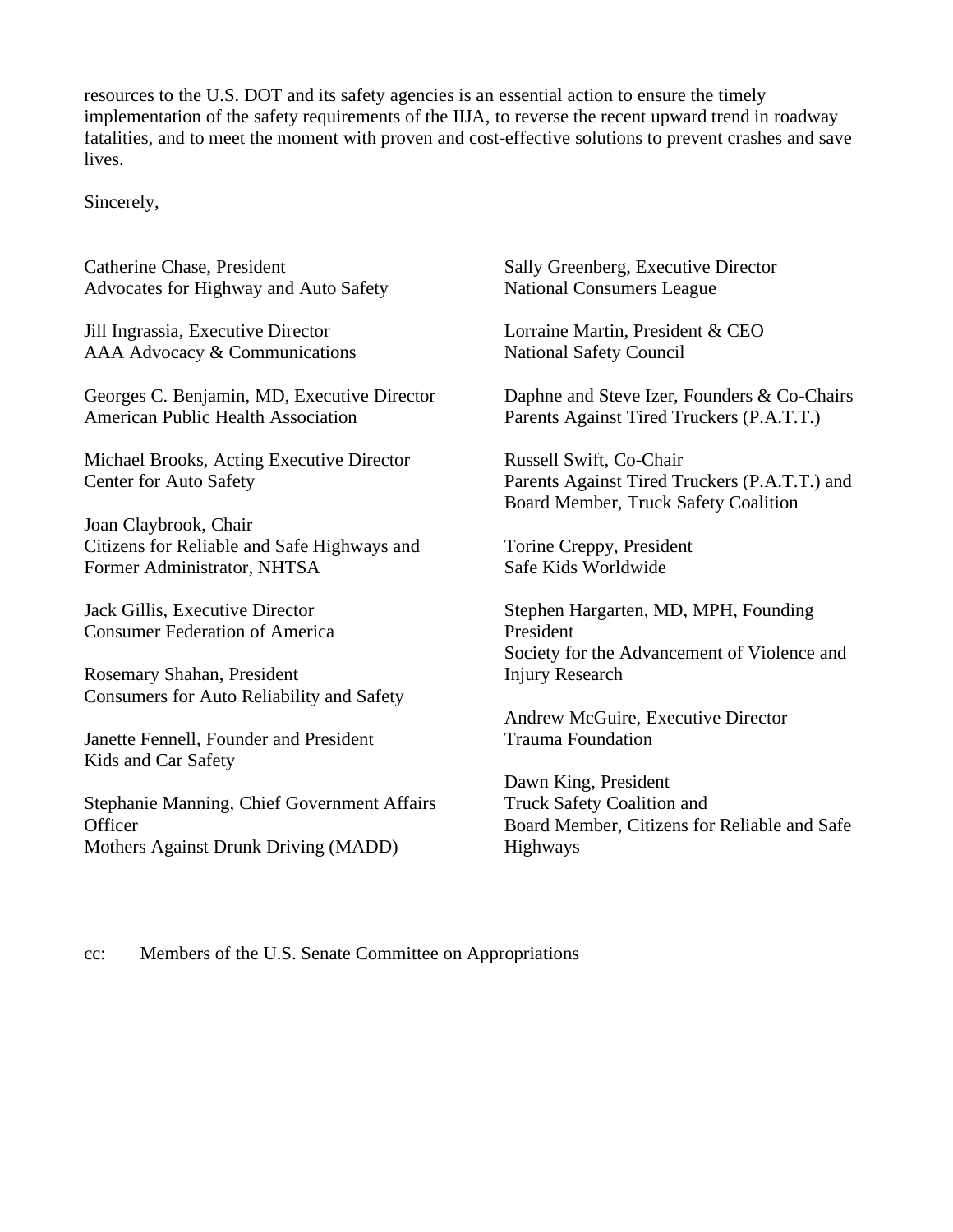resources to the U.S. DOT and its safety agencies is an essential action to ensure the timely implementation of the safety requirements of the IIJA, to reverse the recent upward trend in roadway fatalities, and to meet the moment with proven and cost-effective solutions to prevent crashes and save lives.

Sincerely,

Catherine Chase, President
Advocates for Highway and Auto Safety

Jill Ingrassia, Executive Director
AAA Advocacy & Communications

Georges C. Benjamin, MD, Executive Director
American Public Health Association

Michael Brooks, Acting Executive Director
Center for Auto Safety

Joan Claybrook, Chair
Citizens for Reliable and Safe Highways and
Former Administrator, NHTSA

Jack Gillis, Executive Director
Consumer Federation of America

Rosemary Shahan, President
Consumers for Auto Reliability and Safety

Janette Fennell, Founder and President
Kids and Car Safety

Stephanie Manning, Chief Government Affairs Officer
Mothers Against Drunk Driving (MADD)

Sally Greenberg, Executive Director
National Consumers League

Lorraine Martin, President & CEO
National Safety Council

Daphne and Steve Izer, Founders & Co-Chairs
Parents Against Tired Truckers (P.A.T.T.)

Russell Swift, Co-Chair
Parents Against Tired Truckers (P.A.T.T.) and
Board Member, Truck Safety Coalition

Torine Creppy, President
Safe Kids Worldwide

Stephen Hargarten, MD, MPH, Founding President
Society for the Advancement of Violence and Injury Research

Andrew McGuire, Executive Director
Trauma Foundation

Dawn King, President
Truck Safety Coalition and
Board Member, Citizens for Reliable and Safe Highways

cc: Members of the U.S. Senate Committee on Appropriations